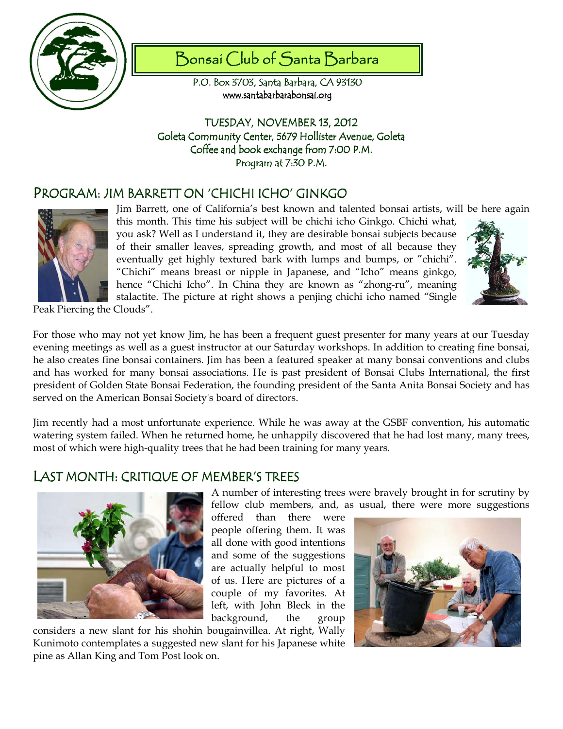# Bonsai Club of Santa Barbara

P.O. Box 3703, Santa Barbara, CA 93130
www.santabarbarabonsai.org

TUESDAY, NOVEMBER 13, 2012
Goleta Community Center, 5679 Hollister Avenue, Goleta
Coffee and book exchange from 7:00 P.M.
Program at 7:30 P.M.

## PROGRAM: JIM BARRETT ON 'CHICHI ICHO' GINKGO

Jim Barrett, one of California's best known and talented bonsai artists, will be here again this month. This time his subject will be chichi icho Ginkgo. Chichi what, you ask? Well as I understand it, they are desirable bonsai subjects because of their smaller leaves, spreading growth, and most of all because they eventually get highly textured bark with lumps and bumps, or "chichi". "Chichi" means breast or nipple in Japanese, and "Icho" means ginkgo, hence "Chichi Icho". In China they are known as "zhong-ru", meaning stalactite. The picture at right shows a penjing chichi icho named "Single Peak Piercing the Clouds".

For those who may not yet know Jim, he has been a frequent guest presenter for many years at our Tuesday evening meetings as well as a guest instructor at our Saturday workshops. In addition to creating fine bonsai, he also creates fine bonsai containers. Jim has been a featured speaker at many bonsai conventions and clubs and has worked for many bonsai associations. He is past president of Bonsai Clubs International, the first president of Golden State Bonsai Federation, the founding president of the Santa Anita Bonsai Society and has served on the American Bonsai Society's board of directors.

Jim recently had a most unfortunate experience. While he was away at the GSBF convention, his automatic watering system failed. When he returned home, he unhappily discovered that he had lost many, many trees, most of which were high-quality trees that he had been training for many years.

## LAST MONTH: CRITIQUE OF MEMBER'S TREES

A number of interesting trees were bravely brought in for scrutiny by fellow club members, and, as usual, there were more suggestions offered than there were people offering them. It was all done with good intentions and some of the suggestions are actually helpful to most of us. Here are pictures of a couple of my favorites. At left, with John Bleck in the background, the group considers a new slant for his shohin bougainvillea. At right, Wally Kunimoto contemplates a suggested new slant for his Japanese white pine as Allan King and Tom Post look on.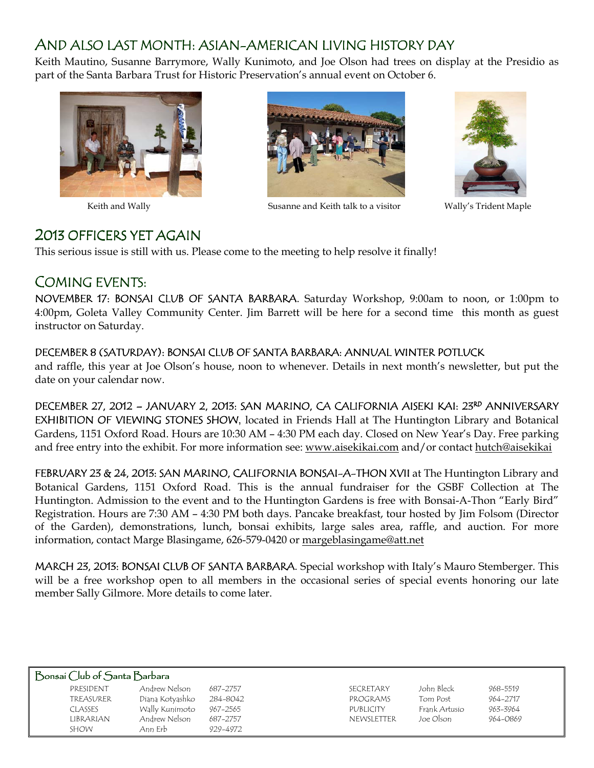## AND ALSO LAST MONTH: ASIAN-AMERICAN LIVING HISTORY DAY

Keith Mautino, Susanne Barrymore, Wally Kunimoto, and Joe Olson had trees on display at the Presidio as part of the Santa Barbara Trust for Historic Preservation's annual event on October 6.

Keith and Wally

Susanne and Keith talk to a visitor

Wally's Trident Maple

## 2013 OFFICERS YET AGAIN

This serious issue is still with us. Please come to the meeting to help resolve it finally!

## COMING EVENTS:

NOVEMBER 17: BONSAI CLUB OF SANTA BARBARA. Saturday Workshop, 9:00am to noon, or 1:00pm to 4:00pm, Goleta Valley Community Center. Jim Barrett will be here for a second time this month as guest instructor on Saturday.

DECEMBER 8 (SATURDAY): BONSAI CLUB OF SANTA BARBARA: ANNUAL WINTER POTLUCK and raffle, this year at Joe Olson's house, noon to whenever. Details in next month's newsletter, but put the date on your calendar now.

DECEMBER 27, 2012 – JANUARY 2, 2013: SAN MARINO, CA CALIFORNIA AISEKI KAI: 23RD ANNIVERSARY EXHIBITION OF VIEWING STONES SHOW, located in Friends Hall at The Huntington Library and Botanical Gardens, 1151 Oxford Road. Hours are 10:30 AM – 4:30 PM each day. Closed on New Year's Day. Free parking and free entry into the exhibit. For more information see: www.aisekikai.com and/or contact hutch@aisekikai

FEBRUARY 23 & 24, 2013: SAN MARINO, CALIFORNIA BONSAI-A-THON XVII at The Huntington Library and Botanical Gardens, 1151 Oxford Road. This is the annual fundraiser for the GSBF Collection at The Huntington. Admission to the event and to the Huntington Gardens is free with Bonsai-A-Thon "Early Bird" Registration. Hours are 7:30 AM – 4:30 PM both days. Pancake breakfast, tour hosted by Jim Folsom (Director of the Garden), demonstrations, lunch, bonsai exhibits, large sales area, raffle, and auction. For more information, contact Marge Blasingame, 626-579-0420 or margeblasingame@att.net

MARCH 23, 2013: BONSAI CLUB OF SANTA BARBARA. Special workshop with Italy's Mauro Stemberger. This will be a free workshop open to all members in the occasional series of special events honoring our late member Sally Gilmore. More details to come later.

Bonsai Club of Santa Barbara

| | | | | | |
|---|---|---|---|---|---|
| PRESIDENT | Andrew Nelson | 687-2757 | SECRETARY | John Bleck | 968-5519 |
| TREASURER | Diana Kotyashko | 284-8042 | PROGRAMS | Tom Post | 964-2717 |
| CLASSES | Wally Kunimoto | 967-2565 | PUBLICITY | Frank Artusio | 963-3964 |
| LIBRARIAN | Andrew Nelson | 687-2757 | NEWSLETTER | Joe Olson | 964-0869 |
| SHOW | Ann Erb | 929-4972 | | | |